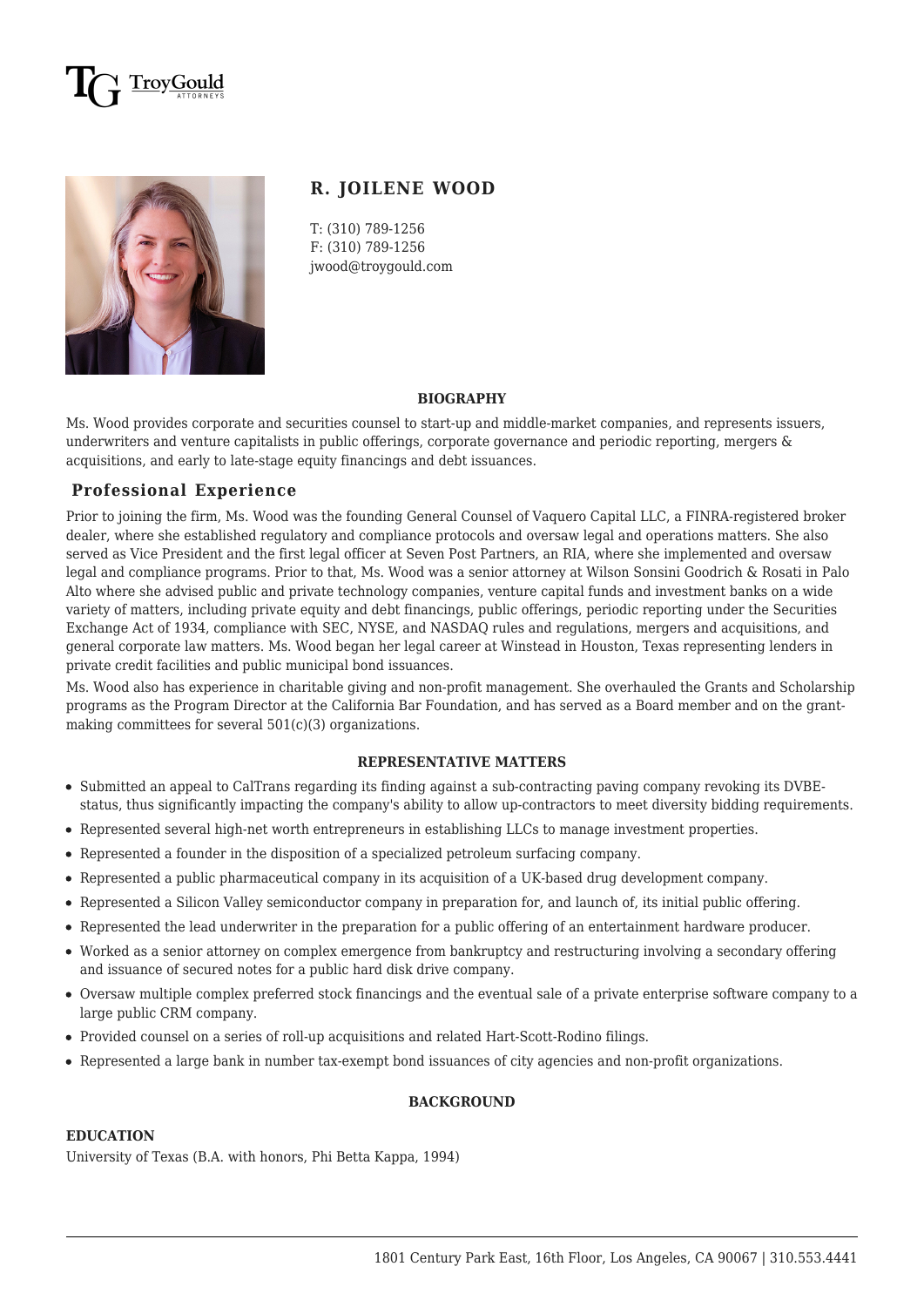# R. JOILENE WOOD

T: (310) 789-1256
F: (310) 789-1256
jwood@troygould.com

## BIOGRAPHY

Ms. Wood provides corporate and securities counsel to start-up and middle-market companies, and represents issuers, underwriters and venture capitalists in public offerings, corporate governance and periodic reporting, mergers & acquisitions, and early to late-stage equity financings and debt issuances.

## Professional Experience

Prior to joining the firm, Ms. Wood was the founding General Counsel of Vaquero Capital LLC, a FINRA-registered broker dealer, where she established regulatory and compliance protocols and oversaw legal and operations matters. She also served as Vice President and the first legal officer at Seven Post Partners, an RIA, where she implemented and oversaw legal and compliance programs. Prior to that, Ms. Wood was a senior attorney at Wilson Sonsini Goodrich & Rosati in Palo Alto where she advised public and private technology companies, venture capital funds and investment banks on a wide variety of matters, including private equity and debt financings, public offerings, periodic reporting under the Securities Exchange Act of 1934, compliance with SEC, NYSE, and NASDAQ rules and regulations, mergers and acquisitions, and general corporate law matters. Ms. Wood began her legal career at Winstead in Houston, Texas representing lenders in private credit facilities and public municipal bond issuances.

Ms. Wood also has experience in charitable giving and non-profit management. She overhauled the Grants and Scholarship programs as the Program Director at the California Bar Foundation, and has served as a Board member and on the grant-making committees for several 501(c)(3) organizations.

## REPRESENTATIVE MATTERS

- Submitted an appeal to CalTrans regarding its finding against a sub-contracting paving company revoking its DVBE-status, thus significantly impacting the company's ability to allow up-contractors to meet diversity bidding requirements.
- Represented several high-net worth entrepreneurs in establishing LLCs to manage investment properties.
- Represented a founder in the disposition of a specialized petroleum surfacing company.
- Represented a public pharmaceutical company in its acquisition of a UK-based drug development company.
- Represented a Silicon Valley semiconductor company in preparation for, and launch of, its initial public offering.
- Represented the lead underwriter in the preparation for a public offering of an entertainment hardware producer.
- Worked as a senior attorney on complex emergence from bankruptcy and restructuring involving a secondary offering and issuance of secured notes for a public hard disk drive company.
- Oversaw multiple complex preferred stock financings and the eventual sale of a private enterprise software company to a large public CRM company.
- Provided counsel on a series of roll-up acquisitions and related Hart-Scott-Rodino filings.
- Represented a large bank in number tax-exempt bond issuances of city agencies and non-profit organizations.

## BACKGROUND

### EDUCATION

University of Texas (B.A. with honors, Phi Betta Kappa, 1994)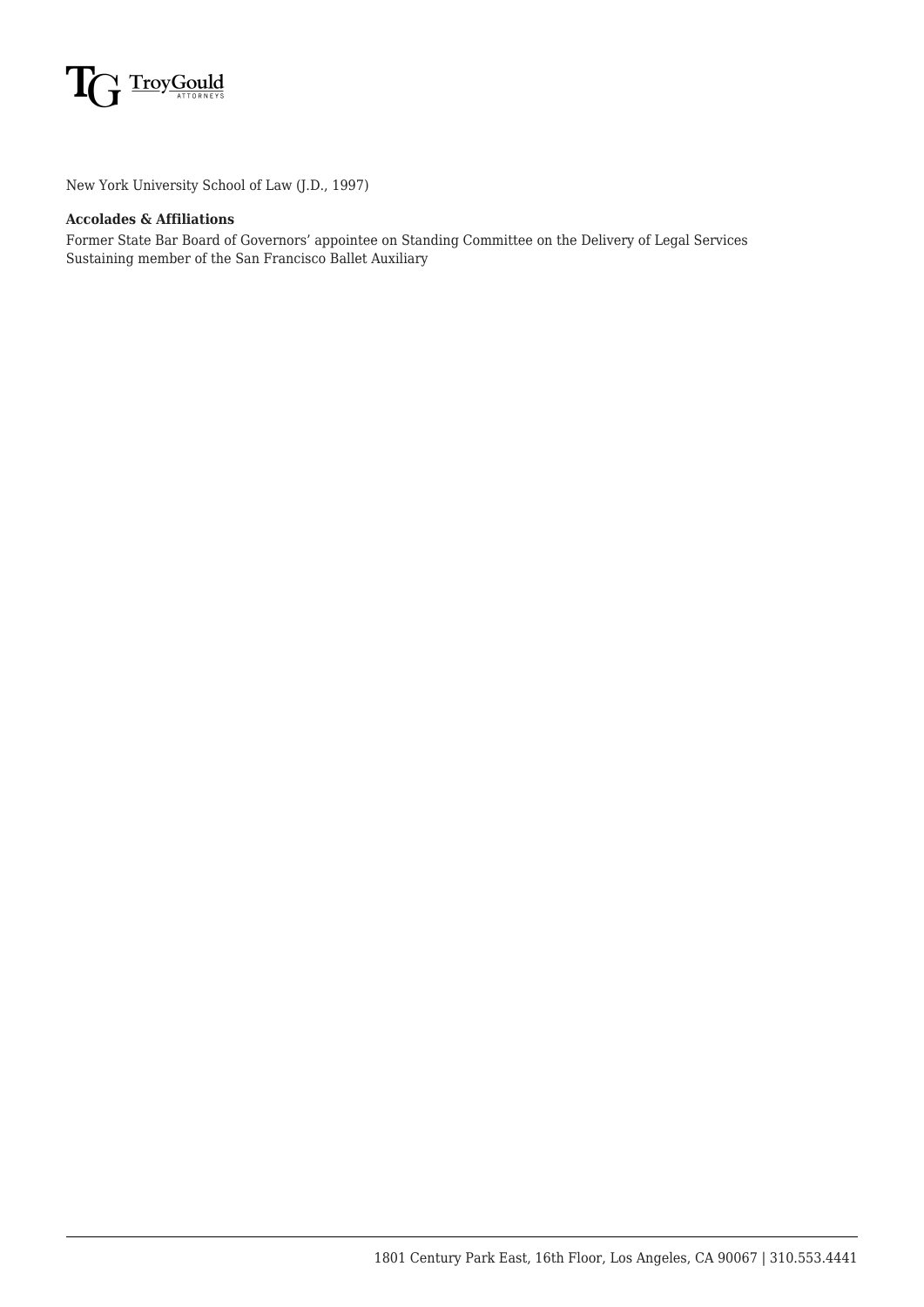New York University School of Law (J.D., 1997)

**Accolades & Affiliations**

Former State Bar Board of Governors' appointee on Standing Committee on the Delivery of Legal Services
Sustaining member of the San Francisco Ballet Auxiliary